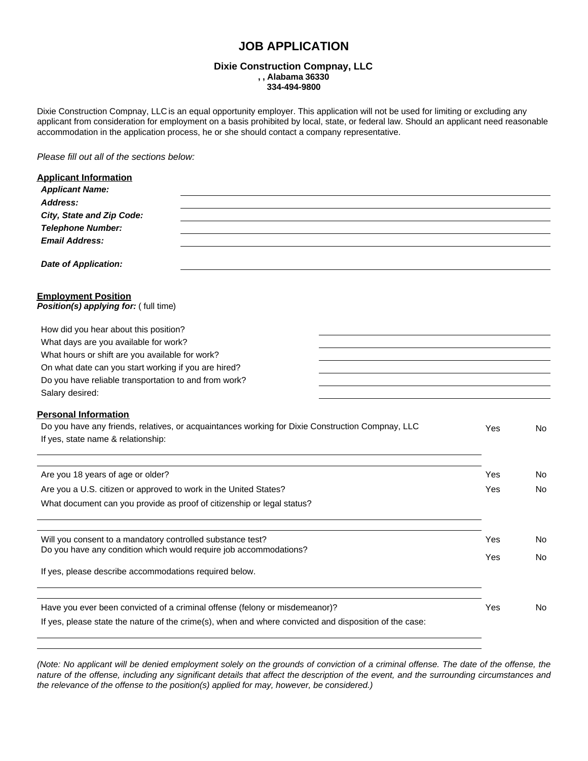# JOB APPLICATION

**Dixie Construction Compnay, LLC**
**, , Alabama 36330**
**334-494-9800**

Dixie Construction Compnay, LLC is an equal opportunity employer. This application will not be used for limiting or excluding any applicant from consideration for employment on a basis prohibited by local, state, or federal law. Should an applicant need reasonable accommodation in the application process, he or she should contact a company representative.

*Please fill out all of the sections below:*

## Applicant Information

***Applicant Name:*** ______________________________

***Address:*** ______________________________

***City, State and Zip Code:*** ______________________________

***Telephone Number:*** ______________________________

***Email Address:*** ______________________________

***Date of Application:*** ______________________________

## Employment Position

***Position(s) applying for:*** ( full time)

How did you hear about this position? ______________________________

What days are you available for work? ______________________________

What hours or shift are you available for work? ______________________________

On what date can you start working if you are hired? ______________________________

Do you have reliable transportation to and from work? ______________________________

Salary desired: ______________________________

## Personal Information

Do you have any friends, relatives, or acquaintances working for Dixie Construction Compnay, LLC — Yes / No

If yes, state name & relationship:

______________________________

______________________________

Are you 18 years of age or older? — Yes / No

Are you a U.S. citizen or approved to work in the United States? — Yes / No

What document can you provide as proof of citizenship or legal status?

______________________________

______________________________

Will you consent to a mandatory controlled substance test? — Yes / No

Do you have any condition which would require job accommodations? — Yes / No

If yes, please describe accommodations required below.

______________________________

______________________________

Have you ever been convicted of a criminal offense (felony or misdemeanor)? — Yes / No

If yes, please state the nature of the crime(s), when and where convicted and disposition of the case:

______________________________

______________________________

*(Note: No applicant will be denied employment solely on the grounds of conviction of a criminal offense. The date of the offense, the nature of the offense, including any significant details that affect the description of the event, and the surrounding circumstances and the relevance of the offense to the position(s) applied for may, however, be considered.)*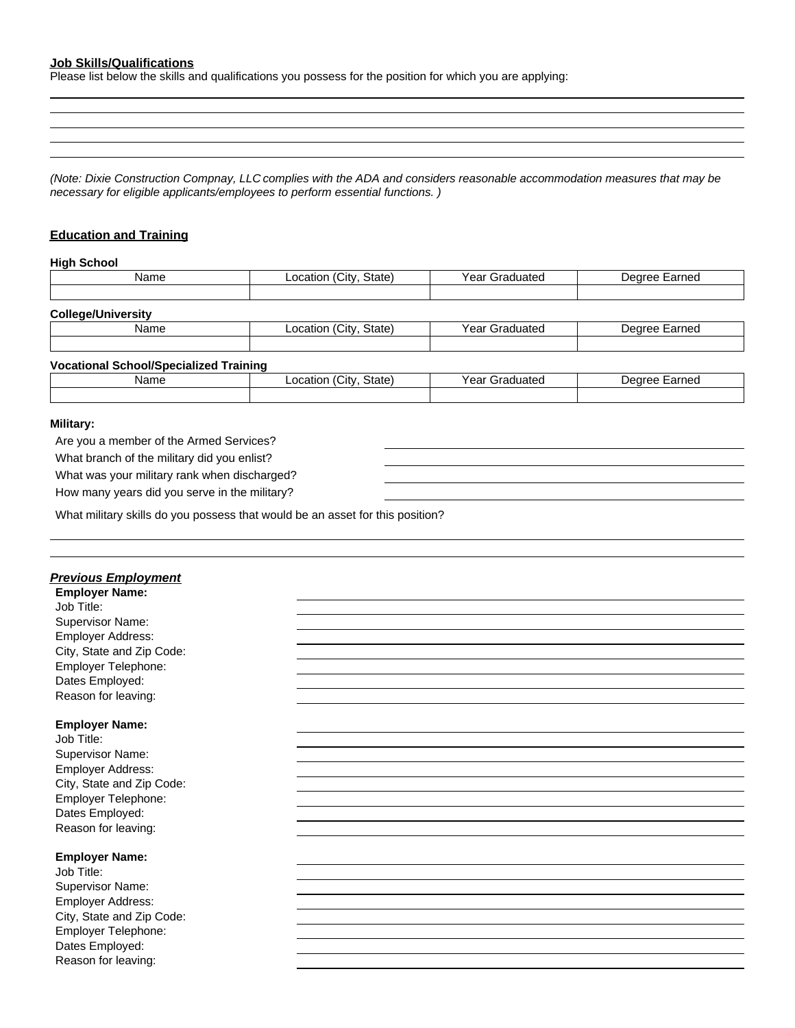**Job Skills/Qualifications**

Please list below the skills and qualifications you possess for the position for which you are applying:

_(Note: Dixie Construction Compnay, LLC complies with the ADA and considers reasonable accommodation measures that may be necessary for eligible applicants/employees to perform essential functions. )_

## Education and Training

**High School**

| Name | Location (City, State) | Year Graduated | Degree Earned |
|---|---|---|---|
| | | | |

**College/University**

| Name | Location (City, State) | Year Graduated | Degree Earned |
|---|---|---|---|
| | | | |

**Vocational School/Specialized Training**

| Name | Location (City, State) | Year Graduated | Degree Earned |
|---|---|---|---|
| | | | |

**Military:**

Are you a member of the Armed Services?

What branch of the military did you enlist?

What was your military rank when discharged?

How many years did you serve in the military?

What military skills do you possess that would be an asset for this position?

## *Previous Employment*

**Employer Name:**
Job Title:
Supervisor Name:
Employer Address:
City, State and Zip Code:
Employer Telephone:
Dates Employed:
Reason for leaving:

**Employer Name:**
Job Title:
Supervisor Name:
Employer Address:
City, State and Zip Code:
Employer Telephone:
Dates Employed:
Reason for leaving:

**Employer Name:**
Job Title:
Supervisor Name:
Employer Address:
City, State and Zip Code:
Employer Telephone:
Dates Employed:
Reason for leaving: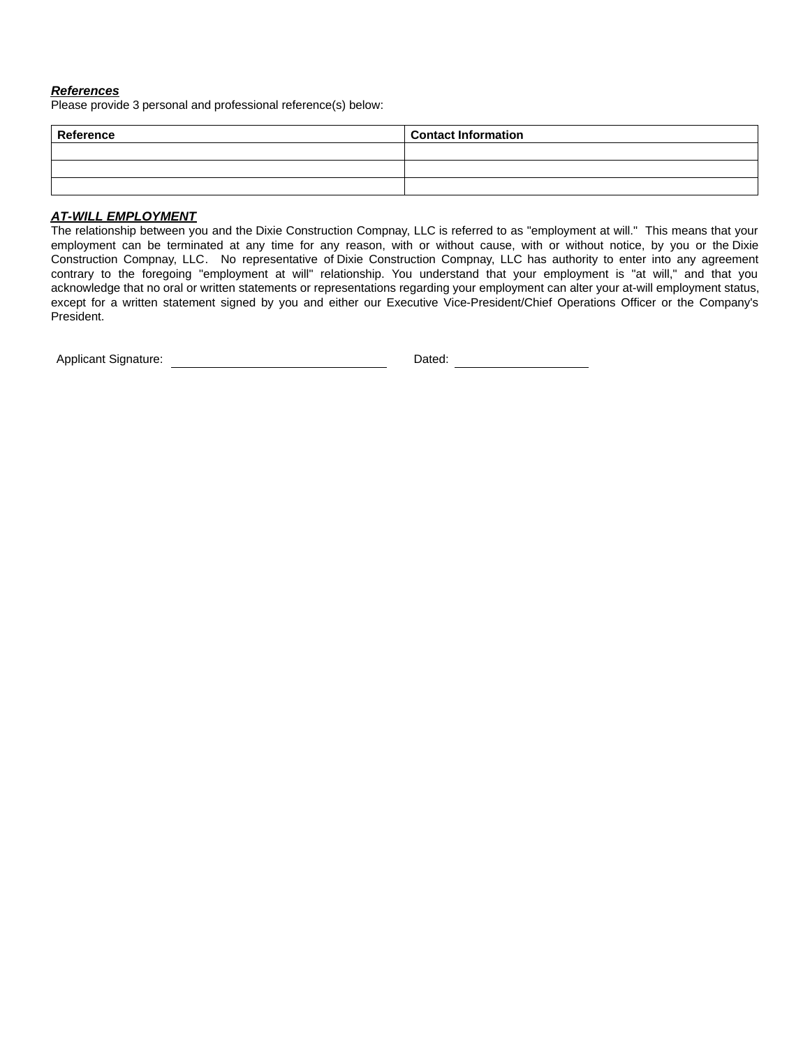***References***

Please provide 3 personal and professional reference(s) below:

| **Reference** | **Contact Information** |
| --- | --- |
| | |
| | |
| | |

***AT-WILL EMPLOYMENT***

The relationship between you and the Dixie Construction Compnay, LLC is referred to as "employment at will." This means that your employment can be terminated at any time for any reason, with or without cause, with or without notice, by you or the Dixie Construction Compnay, LLC. No representative of Dixie Construction Compnay, LLC has authority to enter into any agreement contrary to the foregoing "employment at will" relationship. You understand that your employment is "at will," and that you acknowledge that no oral or written statements or representations regarding your employment can alter your at-will employment status, except for a written statement signed by you and either our Executive Vice-President/Chief Operations Officer or the Company's President.

Applicant Signature: ______________________________ Dated: ____________________